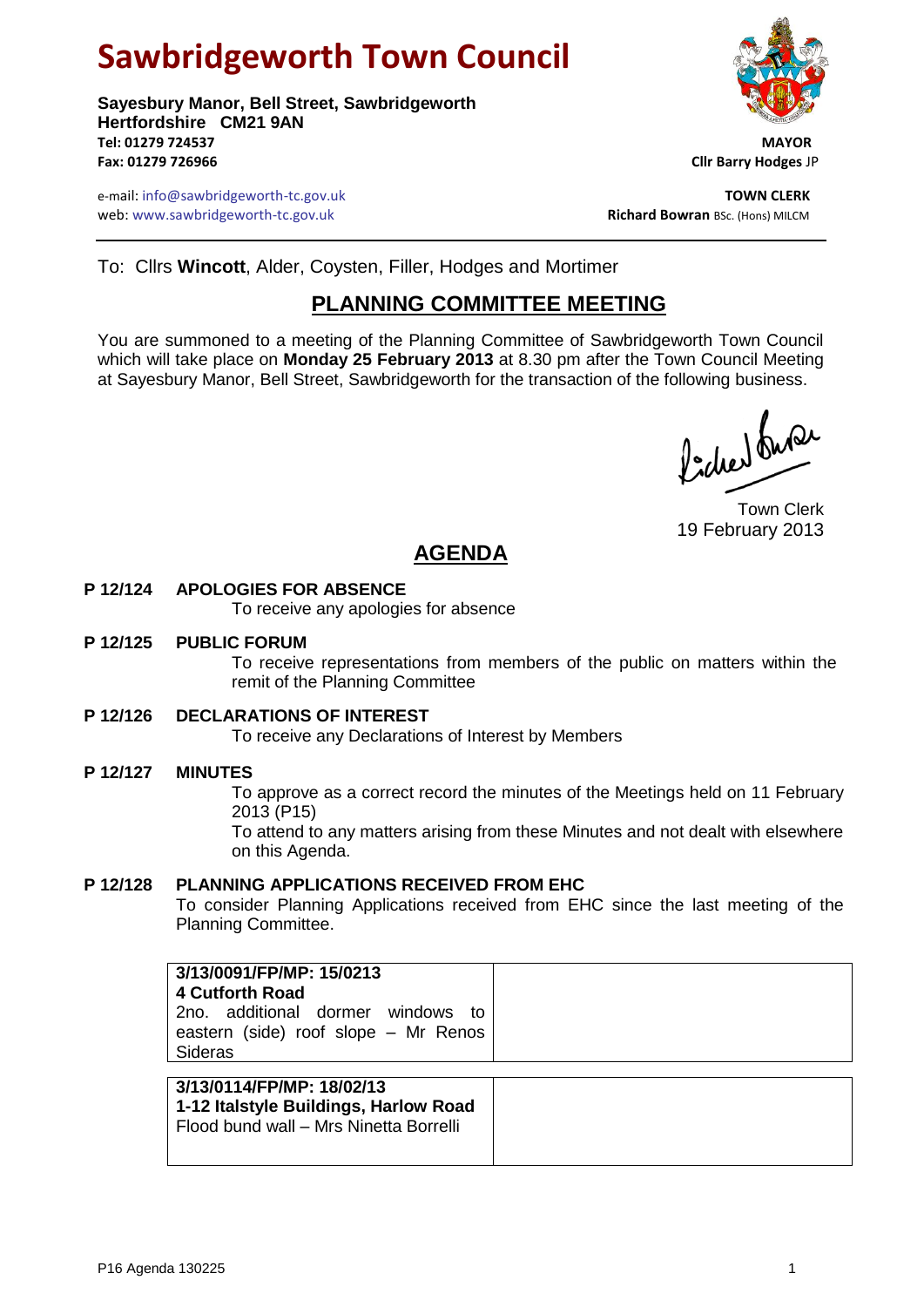# Sawbridgeworth Town Council

**Sayesbury Manor, Bell Street, Sawbridgeworth**
**Hertfordshire CM21 9AN**
**Tel: 01279 724537**
**Fax: 01279 726966**

**MAYOR**
**Cllr Barry Hodges** JP

e-mail: info@sawbridgeworth-tc.gov.uk
web: www.sawbridgeworth-tc.gov.uk

**TOWN CLERK**
**Richard Bowran** BSc. (Hons) MILCM

To: Cllrs **Wincott**, Alder, Coysten, Filler, Hodges and Mortimer

## PLANNING COMMITTEE MEETING

You are summoned to a meeting of the Planning Committee of Sawbridgeworth Town Council which will take place on **Monday 25 February 2013** at 8.30 pm after the Town Council Meeting at Sayesbury Manor, Bell Street, Sawbridgeworth for the transaction of the following business.

Town Clerk
19 February 2013

## AGENDA

**P 12/124 APOLOGIES FOR ABSENCE**

To receive any apologies for absence

**P 12/125 PUBLIC FORUM**

To receive representations from members of the public on matters within the remit of the Planning Committee

**P 12/126 DECLARATIONS OF INTEREST**

To receive any Declarations of Interest by Members

**P 12/127 MINUTES**

To approve as a correct record the minutes of the Meetings held on 11 February 2013 (P15)

To attend to any matters arising from these Minutes and not dealt with elsewhere on this Agenda.

**P 12/128 PLANNING APPLICATIONS RECEIVED FROM EHC**

To consider Planning Applications received from EHC since the last meeting of the Planning Committee.

| | |
|---|---|
| **3/13/0091/FP/MP: 15/0213**<br>**4 Cutforth Road**<br>2no. additional dormer windows to eastern (side) roof slope – Mr Renos Sideras | |
| **3/13/0114/FP/MP: 18/02/13**<br>**1-12 Italstyle Buildings, Harlow Road**<br>Flood bund wall – Mrs Ninetta Borrelli | |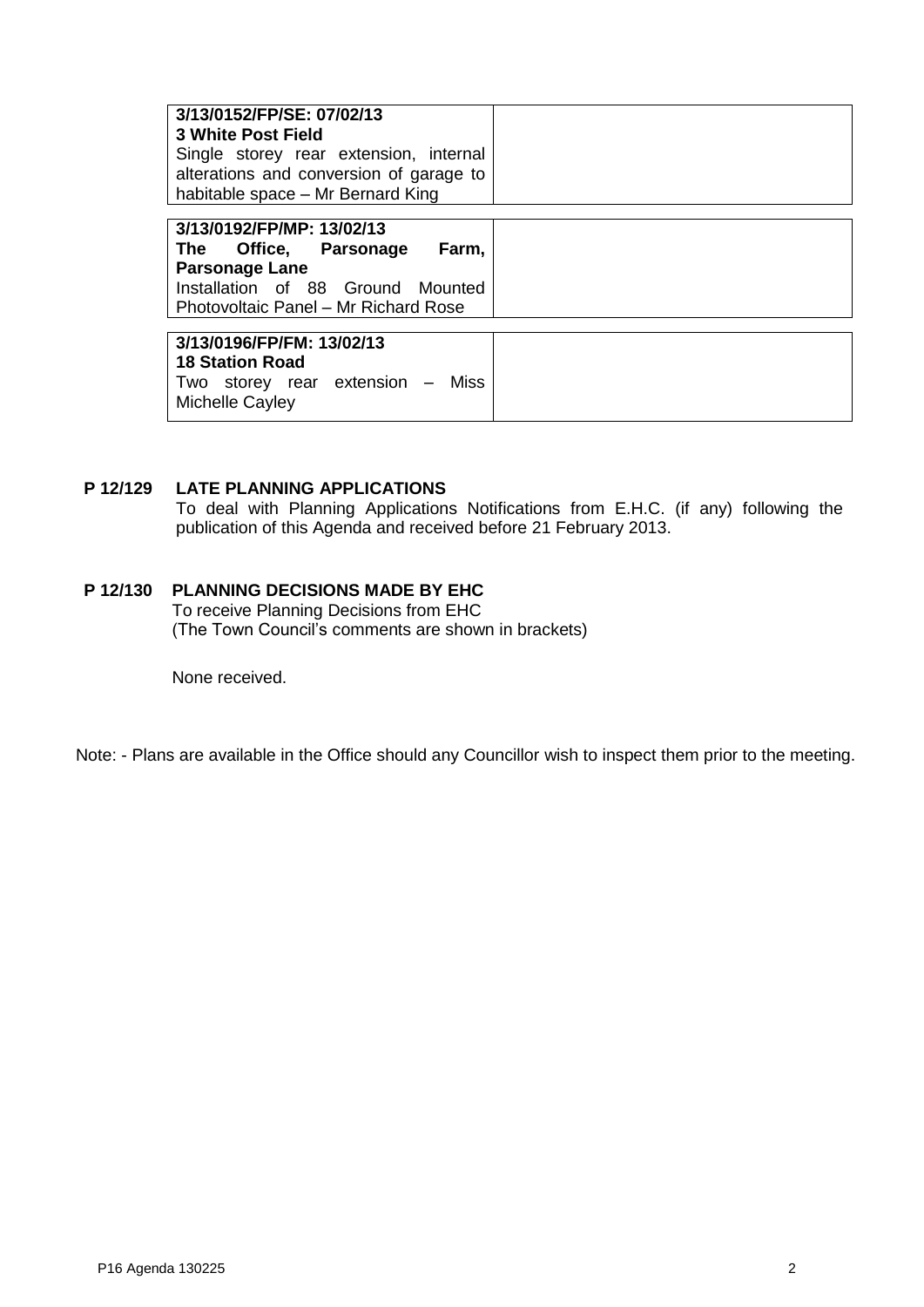| | |
|---|---|
| **3/13/0152/FP/SE: 07/02/13**<br>**3 White Post Field**<br>Single storey rear extension, internal alterations and conversion of garage to habitable space – Mr Bernard King | |
| **3/13/0192/FP/MP: 13/02/13**<br>**The Office, Parsonage Farm, Parsonage Lane**<br>Installation of 88 Ground Mounted Photovoltaic Panel – Mr Richard Rose | |
| **3/13/0196/FP/FM: 13/02/13**<br>**18 Station Road**<br>Two storey rear extension – Miss Michelle Cayley | |

**P 12/129 LATE PLANNING APPLICATIONS**

To deal with Planning Applications Notifications from E.H.C. (if any) following the publication of this Agenda and received before 21 February 2013.

**P 12/130 PLANNING DECISIONS MADE BY EHC**

To receive Planning Decisions from EHC
(The Town Council's comments are shown in brackets)

None received.

Note: - Plans are available in the Office should any Councillor wish to inspect them prior to the meeting.